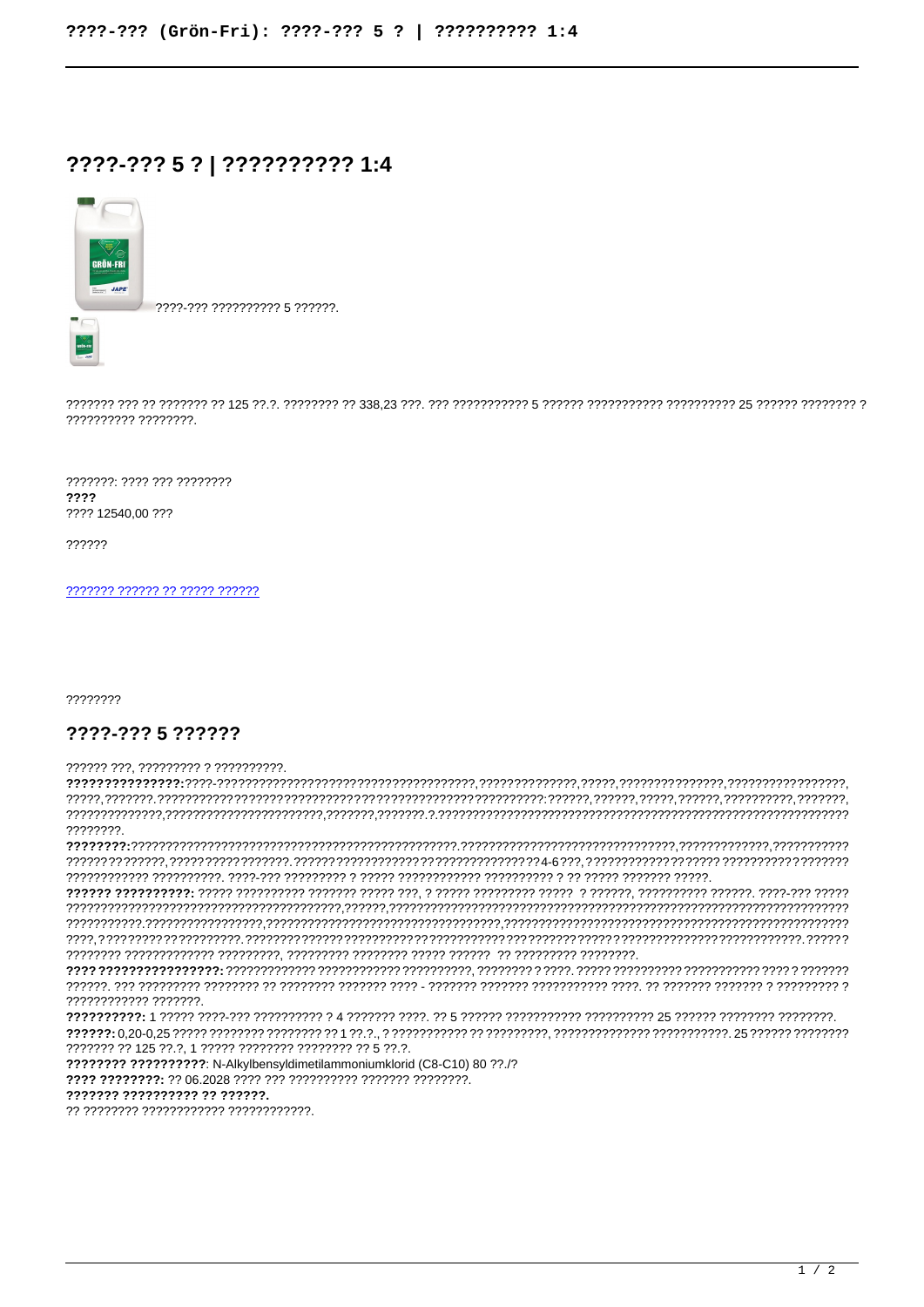# ????-??? 5 ? | ?????????? 1:4

????-??? ?????????? 5 ??????.

??????? ??? ?? ??????? ?? 125 ??.?. ???????? ?? 338,23 ???. ??? ??????????? 5 ?????? ??????????? ?????????? 25 ?????? ???????? ? ?????????? ????????.

???????: ???? ??? ????????
**????**
???? 12540,00 ???

??????

??????? ?????? ?? ????? ??????

????????

## ????-??? 5 ??????

?????? ???, ????????? ? ??????????.

**???????????????:**????-?????????????????????????????????????????,??????????????,?????,???????????????,?????????????????,?????,???????.?????????????????????????????????????????????????????????????:??????,??????,?????,??????,??????????,???????,??????????????,??????????????????????,???????,???????.?.??????????????????????????????????????????????????????????????????????.

**????????:**?????????????????????????????????????????????????.??????????????????????????????,??????????????,??????????????????????????,????? ????????????????.?????? ???????????????????????????????????4-6???,????????????????????????????????????????????? ??????????. ????-??? ????????? ? ????? ???????????? ?????????? ? ?? ????? ??????? ?????.

**?????? ?????????:** ????? ?????????? ??????? ????? ???, ? ????? ????????? ????? ? ??????, ?????????? ??????. ????-??? ???????????????????????????????????????????,??????,??????????????????????????????????????????????????????????????????????????????.????????????????,?????????????????????????????????????,???????????????????????????????????????????????????????????,???????????????????.????????????????????????????????????????????????????????????????????????????????????????????????.?????????????? ????????????? ?????????, ????????? ???????? ????? ?????? ?? ????????? ????????.

**???? ????????????????:** ???????????? ???????????? ??????????, ???????? ? ?????. ????? ?????????? ??????????? ???? ? ??????? ??????. ??? ????????? ???????? ?? ???????? ??????? ???? - ??????? ??????? ??????????? ????. ?? ??????? ??????? ? ????????? ? ???????????? ???????.

**??????????:** 1 ????? ????-??? ?????????? ? 4 ??????? ????. ?? 5 ?????? ??????????? ?????????? 25 ?????? ???????? ????????.

**??????:** 0,20-0,25 ????? ???????? ???????? ?? 1 ??.?., ? ??????????? ?? ?????????, ?????????????? ???????????. 25 ?????? ???????? ??????? ?? 125 ??.?, 1 ????? ???????? ???????? ?? 5 ??.?.

**???????? ??????????**: N-Alkylbensyldimetilammoniumklorid (C8-C10) 80 ??./?

**???? ????????:** ?? 06.2028 ???? ??? ?????????? ??????? ????????.

**??????? ?????????? ?? ??????.**

?? ???????? ???????????? ????????????.